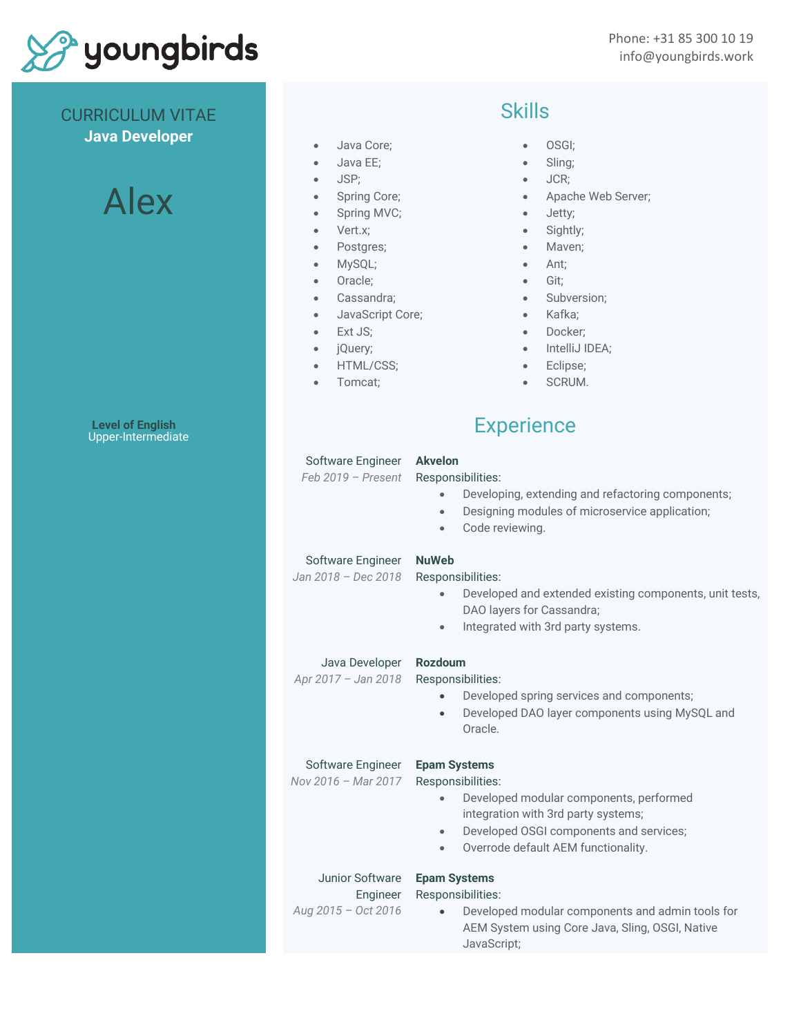youngbirds

Phone: +31 85 300 10 19
info@youngbirds.work

CURRICULUM VITAE
**Java Developer**

# Alex

**Level of English**
Upper-Intermediate

## Skills

- Java Core;
- Java EE;
- JSP;
- Spring Core;
- Spring MVC;
- Vert.x;
- Postgres;
- MySQL;
- Oracle;
- Cassandra;
- JavaScript Core;
- Ext JS;
- jQuery;
- HTML/CSS;
- Tomcat;
- OSGI;
- Sling;
- JCR;
- Apache Web Server;
- Jetty;
- Sightly;
- Maven;
- Ant;
- Git;
- Subversion;
- Kafka;
- Docker;
- IntelliJ IDEA;
- Eclipse;
- SCRUM.

## Experience

Software Engineer
*Feb 2019 – Present*

**Akvelon**
Responsibilities:
- Developing, extending and refactoring components;
- Designing modules of microservice application;
- Code reviewing.

Software Engineer
*Jan 2018 – Dec 2018*

**NuWeb**
Responsibilities:
- Developed and extended existing components, unit tests, DAO layers for Cassandra;
- Integrated with 3rd party systems.

Java Developer
*Apr 2017 – Jan 2018*

**Rozdoum**
Responsibilities:
- Developed spring services and components;
- Developed DAO layer components using MySQL and Oracle.

Software Engineer
*Nov 2016 – Mar 2017*

**Epam Systems**
Responsibilities:
- Developed modular components, performed integration with 3rd party systems;
- Developed OSGI components and services;
- Overrode default AEM functionality.

Junior Software Engineer
*Aug 2015 – Oct 2016*

**Epam Systems**
Responsibilities:
- Developed modular components and admin tools for AEM System using Core Java, Sling, OSGI, Native JavaScript;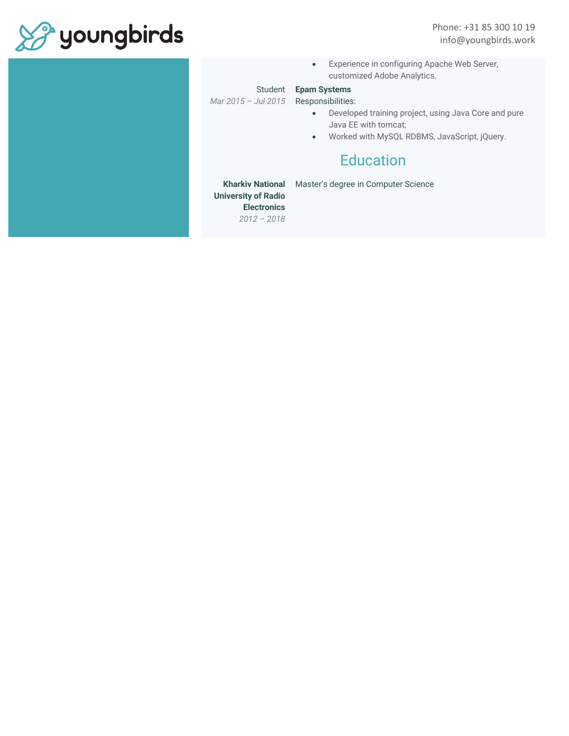- Experience in configuring Apache Web Server, customized Adobe Analytics.

Student
*Mar 2015 – Jul 2015*

**Epam Systems**
Responsibilities:

- Developed training project, using Java Core and pure Java EE with tomcat;
- Worked with MySQL RDBMS, JavaScript, jQuery.

## Education

**Kharkiv National University of Radio Electronics**
*2012 – 2018*

Master's degree in Computer Science